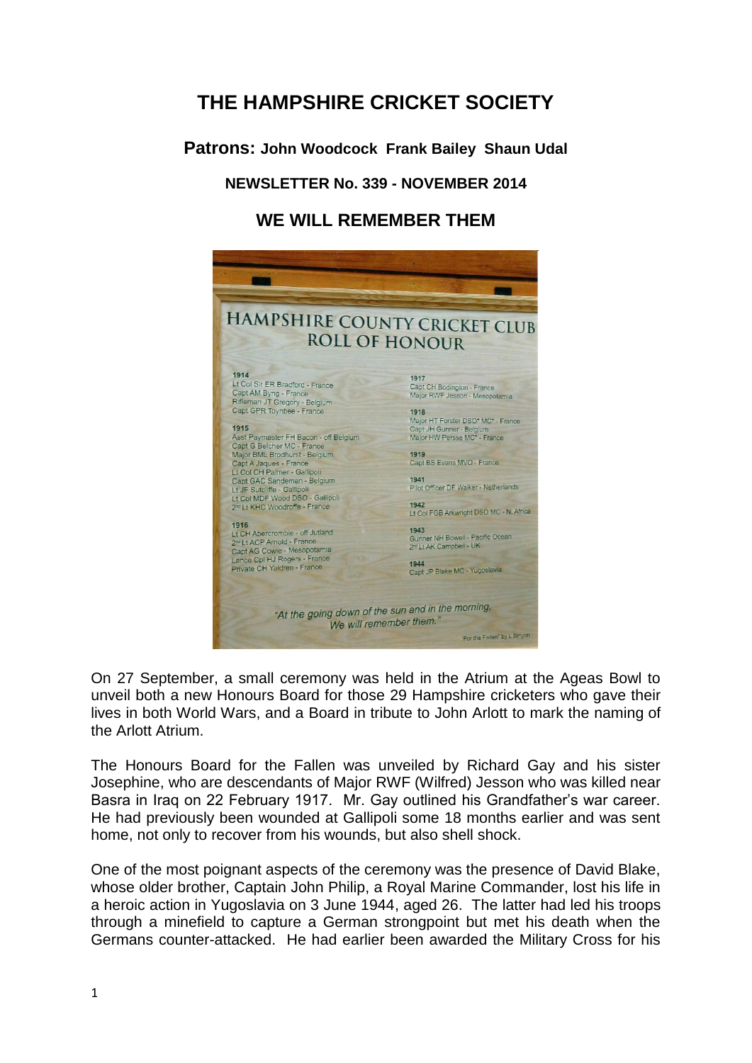# THE HAMPSHIRE CRICKET SOCIETY

## Patrons: John Woodcock Frank Bailey Shaun Udal

### NEWSLETTER No. 339 - NOVEMBER 2014

## WE WILL REMEMBER THEM

HAMPSHIRE COUNTY CRICKET CLUB
ROLL OF HONOUR

1914
Lt Col Sir ER Bradford - France
Capt AM Byng - France
Rifleman JT Gregory - Belgium
Capt GPR Toynbee - France

1915
Asst Paymaster FH Bacon - off Belgium
Capt G Belcher MC - France
Major BML Brodhurst - Belgium
Capt A Jaques - France
Lt Col CH Palmer - Gallipoli
Capt GAC Sandeman - Belgium
Lt JF Sutcliffe - Gallipoli
Lt Col MDF Wood DSO - Gallipoli
2nd Lt KHC Woodroffe - France

1916
Lt CH Abercrombie - off Jutland
2nd Lt ACP Arnold - France
Capt AG Cowie - Mesopotamia
Lance Cpl HJ Rogers - France
Private CH Yaldren - France

1917
Capt CH Bodington - France
Major RWF Jesson - Mesopotamia

1918
Major HT Forster DSO* MC* - France
Capt JH Gunner - Belgium
Major HW Persse MC* - France

1919
Capt BS Evans MVO - France

1941
Pilot Officer DF Walker - Netherlands

1942
Lt Col FGB Arkwright DSO MC - N. Africa

1943
Gunner NH Bowell - Pacific Ocean
2nd Lt AK Campbell - UK

1944
Capt JP Blake MC - Yugoslavia

"At the going down of the sun and in the morning,
We will remember them."

'For the Fallen' by L Binyon

On 27 September, a small ceremony was held in the Atrium at the Ageas Bowl to unveil both a new Honours Board for those 29 Hampshire cricketers who gave their lives in both World Wars, and a Board in tribute to John Arlott to mark the naming of the Arlott Atrium.

The Honours Board for the Fallen was unveiled by Richard Gay and his sister Josephine, who are descendants of Major RWF (Wilfred) Jesson who was killed near Basra in Iraq on 22 February 1917. Mr. Gay outlined his Grandfather's war career. He had previously been wounded at Gallipoli some 18 months earlier and was sent home, not only to recover from his wounds, but also shell shock.

One of the most poignant aspects of the ceremony was the presence of David Blake, whose older brother, Captain John Philip, a Royal Marine Commander, lost his life in a heroic action in Yugoslavia on 3 June 1944, aged 26. The latter had led his troops through a minefield to capture a German strongpoint but met his death when the Germans counter-attacked. He had earlier been awarded the Military Cross for his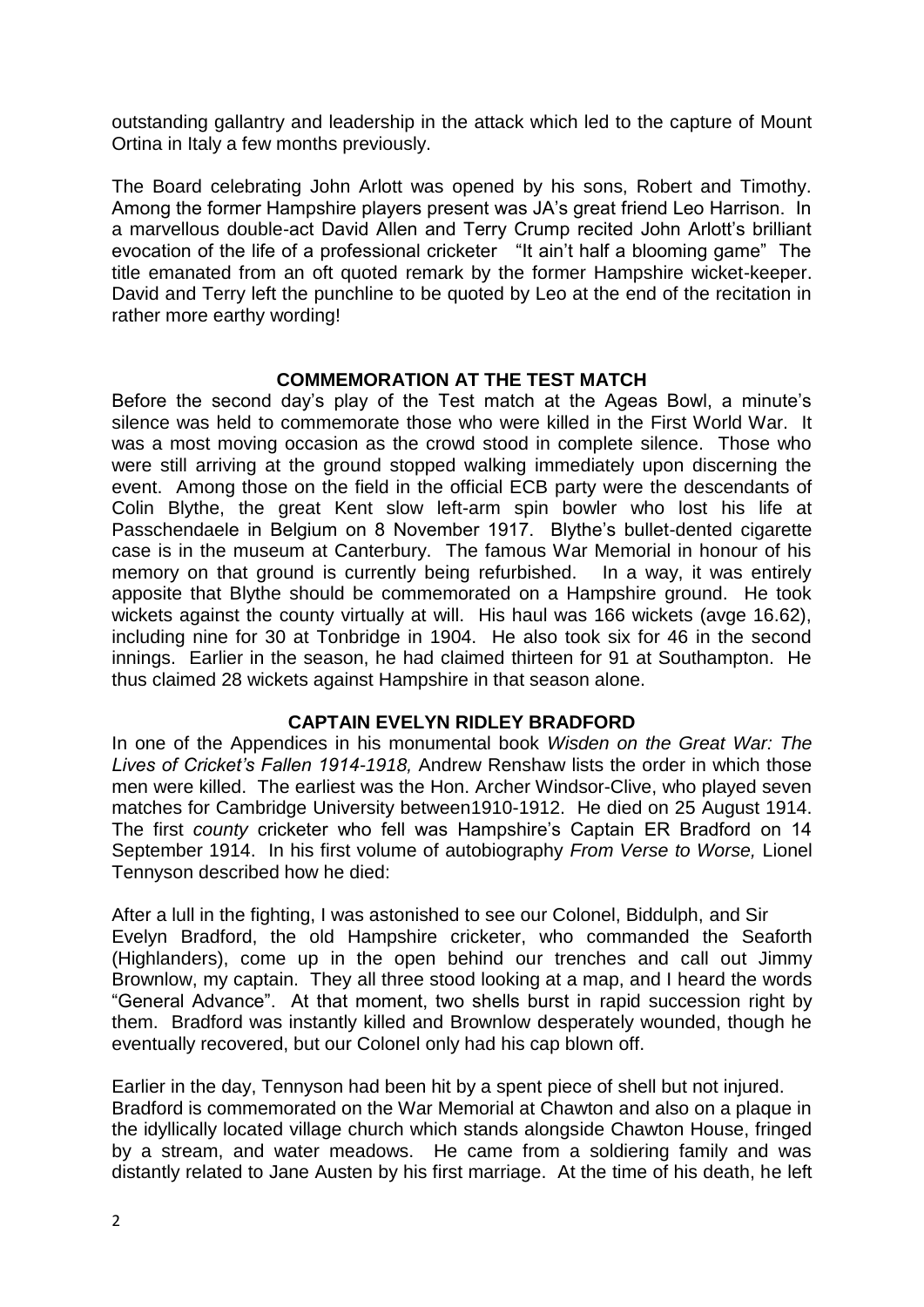outstanding gallantry and leadership in the attack which led to the capture of Mount Ortina in Italy a few months previously.

The Board celebrating John Arlott was opened by his sons, Robert and Timothy. Among the former Hampshire players present was JA's great friend Leo Harrison. In a marvellous double-act David Allen and Terry Crump recited John Arlott's brilliant evocation of the life of a professional cricketer "It ain't half a blooming game" The title emanated from an oft quoted remark by the former Hampshire wicket-keeper. David and Terry left the punchline to be quoted by Leo at the end of the recitation in rather more earthy wording!

## COMMEMORATION AT THE TEST MATCH

Before the second day's play of the Test match at the Ageas Bowl, a minute's silence was held to commemorate those who were killed in the First World War. It was a most moving occasion as the crowd stood in complete silence. Those who were still arriving at the ground stopped walking immediately upon discerning the event. Among those on the field in the official ECB party were the descendants of Colin Blythe, the great Kent slow left-arm spin bowler who lost his life at Passchendaele in Belgium on 8 November 1917. Blythe's bullet-dented cigarette case is in the museum at Canterbury. The famous War Memorial in honour of his memory on that ground is currently being refurbished. In a way, it was entirely apposite that Blythe should be commemorated on a Hampshire ground. He took wickets against the county virtually at will. His haul was 166 wickets (avge 16.62), including nine for 30 at Tonbridge in 1904. He also took six for 46 in the second innings. Earlier in the season, he had claimed thirteen for 91 at Southampton. He thus claimed 28 wickets against Hampshire in that season alone.

## CAPTAIN EVELYN RIDLEY BRADFORD

In one of the Appendices in his monumental book *Wisden on the Great War: The Lives of Cricket's Fallen 1914-1918,* Andrew Renshaw lists the order in which those men were killed. The earliest was the Hon. Archer Windsor-Clive, who played seven matches for Cambridge University between1910-1912. He died on 25 August 1914. The first *county* cricketer who fell was Hampshire's Captain ER Bradford on 14 September 1914. In his first volume of autobiography *From Verse to Worse,* Lionel Tennyson described how he died:

After a lull in the fighting, I was astonished to see our Colonel, Biddulph, and Sir Evelyn Bradford, the old Hampshire cricketer, who commanded the Seaforth (Highlanders), come up in the open behind our trenches and call out Jimmy Brownlow, my captain. They all three stood looking at a map, and I heard the words "General Advance". At that moment, two shells burst in rapid succession right by them. Bradford was instantly killed and Brownlow desperately wounded, though he eventually recovered, but our Colonel only had his cap blown off.

Earlier in the day, Tennyson had been hit by a spent piece of shell but not injured. Bradford is commemorated on the War Memorial at Chawton and also on a plaque in the idyllically located village church which stands alongside Chawton House, fringed by a stream, and water meadows. He came from a soldiering family and was distantly related to Jane Austen by his first marriage. At the time of his death, he left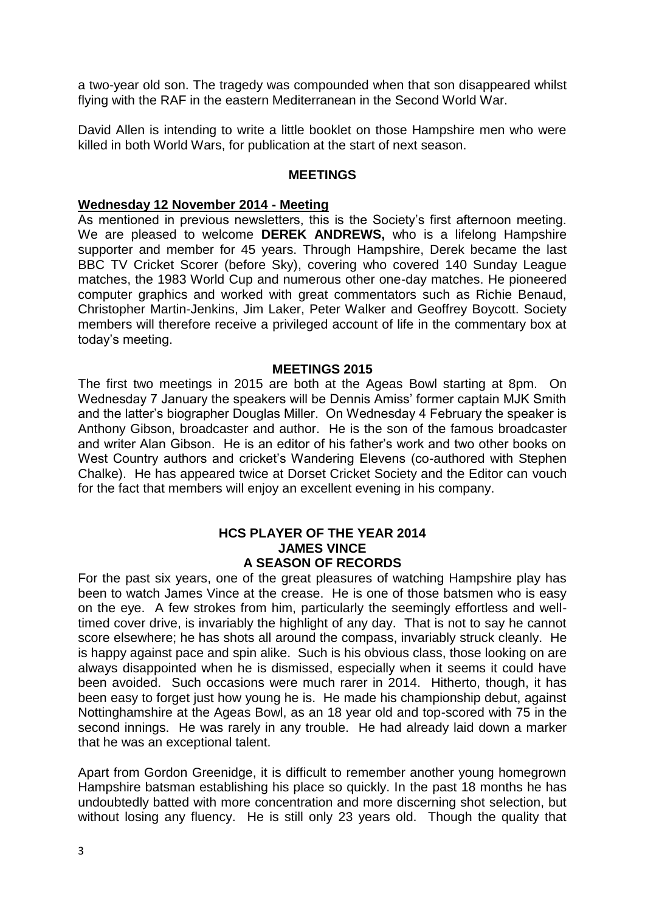a two-year old son. The tragedy was compounded when that son disappeared whilst flying with the RAF in the eastern Mediterranean in the Second World War.

David Allen is intending to write a little booklet on those Hampshire men who were killed in both World Wars, for publication at the start of next season.

## MEETINGS

### Wednesday 12 November 2014 - Meeting

As mentioned in previous newsletters, this is the Society's first afternoon meeting. We are pleased to welcome **DEREK ANDREWS,** who is a lifelong Hampshire supporter and member for 45 years. Through Hampshire, Derek became the last BBC TV Cricket Scorer (before Sky), covering who covered 140 Sunday League matches, the 1983 World Cup and numerous other one-day matches. He pioneered computer graphics and worked with great commentators such as Richie Benaud, Christopher Martin-Jenkins, Jim Laker, Peter Walker and Geoffrey Boycott. Society members will therefore receive a privileged account of life in the commentary box at today's meeting.

## MEETINGS 2015

The first two meetings in 2015 are both at the Ageas Bowl starting at 8pm. On Wednesday 7 January the speakers will be Dennis Amiss' former captain MJK Smith and the latter's biographer Douglas Miller. On Wednesday 4 February the speaker is Anthony Gibson, broadcaster and author. He is the son of the famous broadcaster and writer Alan Gibson. He is an editor of his father's work and two other books on West Country authors and cricket's Wandering Elevens (co-authored with Stephen Chalke). He has appeared twice at Dorset Cricket Society and the Editor can vouch for the fact that members will enjoy an excellent evening in his company.

## HCS PLAYER OF THE YEAR 2014
## JAMES VINCE
## A SEASON OF RECORDS

For the past six years, one of the great pleasures of watching Hampshire play has been to watch James Vince at the crease. He is one of those batsmen who is easy on the eye. A few strokes from him, particularly the seemingly effortless and well-timed cover drive, is invariably the highlight of any day. That is not to say he cannot score elsewhere; he has shots all around the compass, invariably struck cleanly. He is happy against pace and spin alike. Such is his obvious class, those looking on are always disappointed when he is dismissed, especially when it seems it could have been avoided. Such occasions were much rarer in 2014. Hitherto, though, it has been easy to forget just how young he is. He made his championship debut, against Nottinghamshire at the Ageas Bowl, as an 18 year old and top-scored with 75 in the second innings. He was rarely in any trouble. He had already laid down a marker that he was an exceptional talent.

Apart from Gordon Greenidge, it is difficult to remember another young homegrown Hampshire batsman establishing his place so quickly. In the past 18 months he has undoubtedly batted with more concentration and more discerning shot selection, but without losing any fluency. He is still only 23 years old. Though the quality that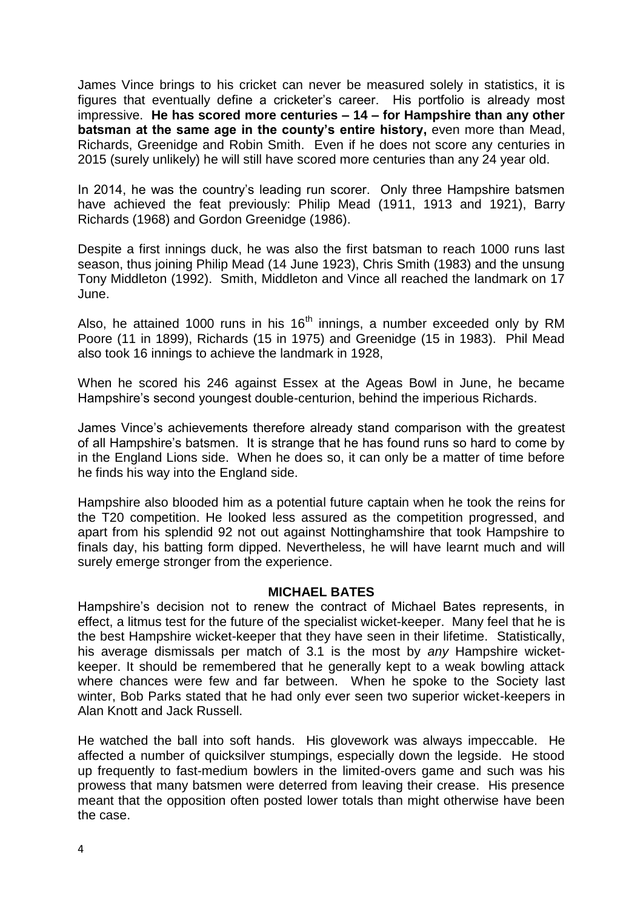James Vince brings to his cricket can never be measured solely in statistics, it is figures that eventually define a cricketer's career. His portfolio is already most impressive. **He has scored more centuries – 14 – for Hampshire than any other batsman at the same age in the county's entire history,** even more than Mead, Richards, Greenidge and Robin Smith. Even if he does not score any centuries in 2015 (surely unlikely) he will still have scored more centuries than any 24 year old.

In 2014, he was the country's leading run scorer. Only three Hampshire batsmen have achieved the feat previously: Philip Mead (1911, 1913 and 1921), Barry Richards (1968) and Gordon Greenidge (1986).

Despite a first innings duck, he was also the first batsman to reach 1000 runs last season, thus joining Philip Mead (14 June 1923), Chris Smith (1983) and the unsung Tony Middleton (1992). Smith, Middleton and Vince all reached the landmark on 17 June.

Also, he attained 1000 runs in his 16th innings, a number exceeded only by RM Poore (11 in 1899), Richards (15 in 1975) and Greenidge (15 in 1983). Phil Mead also took 16 innings to achieve the landmark in 1928,

When he scored his 246 against Essex at the Ageas Bowl in June, he became Hampshire's second youngest double-centurion, behind the imperious Richards.

James Vince's achievements therefore already stand comparison with the greatest of all Hampshire's batsmen. It is strange that he has found runs so hard to come by in the England Lions side. When he does so, it can only be a matter of time before he finds his way into the England side.

Hampshire also blooded him as a potential future captain when he took the reins for the T20 competition. He looked less assured as the competition progressed, and apart from his splendid 92 not out against Nottinghamshire that took Hampshire to finals day, his batting form dipped. Nevertheless, he will have learnt much and will surely emerge stronger from the experience.

## MICHAEL BATES

Hampshire's decision not to renew the contract of Michael Bates represents, in effect, a litmus test for the future of the specialist wicket-keeper. Many feel that he is the best Hampshire wicket-keeper that they have seen in their lifetime. Statistically, his average dismissals per match of 3.1 is the most by *any* Hampshire wicket-keeper. It should be remembered that he generally kept to a weak bowling attack where chances were few and far between. When he spoke to the Society last winter, Bob Parks stated that he had only ever seen two superior wicket-keepers in Alan Knott and Jack Russell.

He watched the ball into soft hands. His glovework was always impeccable. He affected a number of quicksilver stumpings, especially down the legside. He stood up frequently to fast-medium bowlers in the limited-overs game and such was his prowess that many batsmen were deterred from leaving their crease. His presence meant that the opposition often posted lower totals than might otherwise have been the case.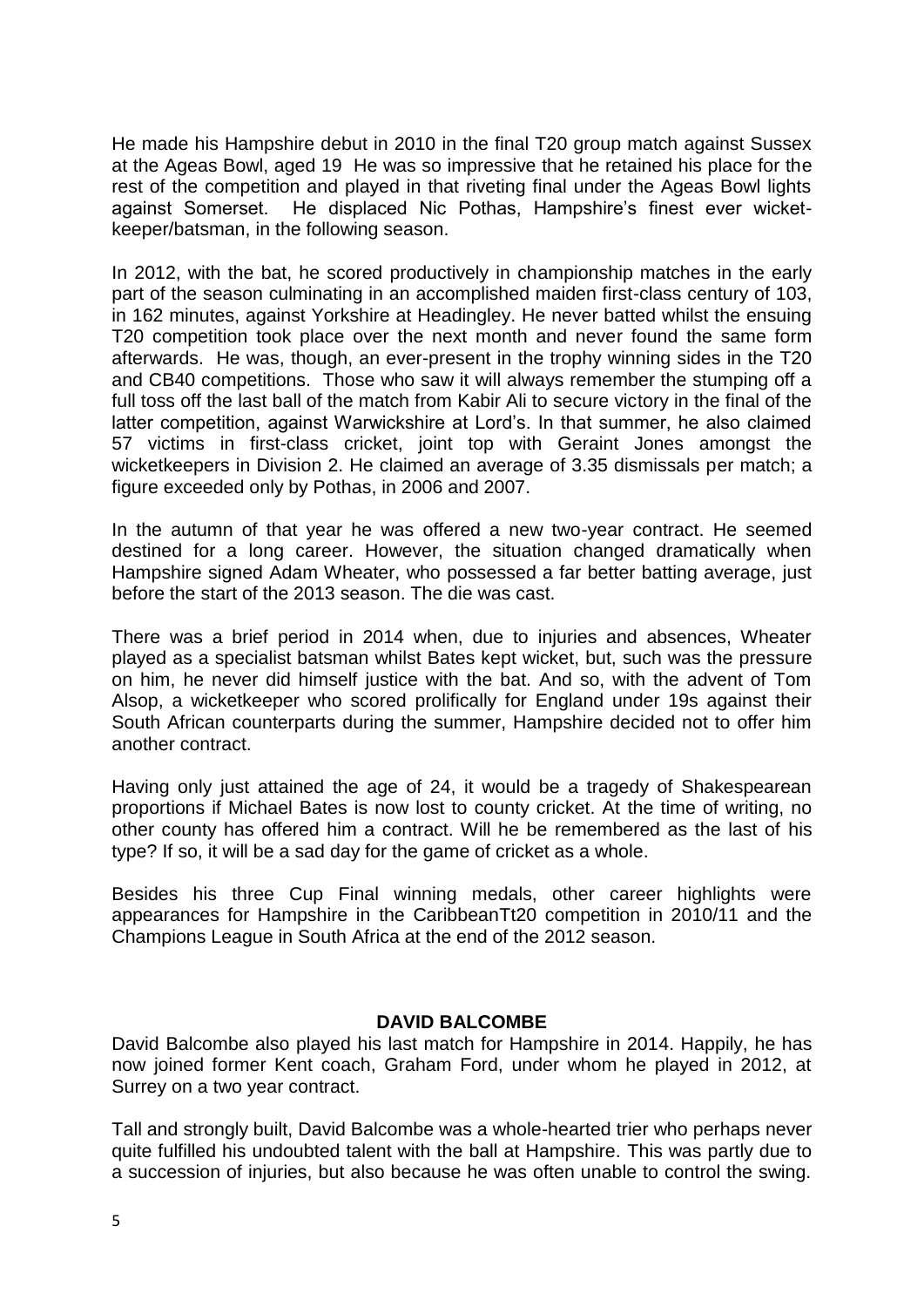He made his Hampshire debut in 2010 in the final T20 group match against Sussex at the Ageas Bowl, aged 19 He was so impressive that he retained his place for the rest of the competition and played in that riveting final under the Ageas Bowl lights against Somerset. He displaced Nic Pothas, Hampshire's finest ever wicket-keeper/batsman, in the following season.

In 2012, with the bat, he scored productively in championship matches in the early part of the season culminating in an accomplished maiden first-class century of 103, in 162 minutes, against Yorkshire at Headingley. He never batted whilst the ensuing T20 competition took place over the next month and never found the same form afterwards. He was, though, an ever-present in the trophy winning sides in the T20 and CB40 competitions. Those who saw it will always remember the stumping off a full toss off the last ball of the match from Kabir Ali to secure victory in the final of the latter competition, against Warwickshire at Lord's. In that summer, he also claimed 57 victims in first-class cricket, joint top with Geraint Jones amongst the wicketkeepers in Division 2. He claimed an average of 3.35 dismissals per match; a figure exceeded only by Pothas, in 2006 and 2007.

In the autumn of that year he was offered a new two-year contract. He seemed destined for a long career. However, the situation changed dramatically when Hampshire signed Adam Wheater, who possessed a far better batting average, just before the start of the 2013 season. The die was cast.

There was a brief period in 2014 when, due to injuries and absences, Wheater played as a specialist batsman whilst Bates kept wicket, but, such was the pressure on him, he never did himself justice with the bat. And so, with the advent of Tom Alsop, a wicketkeeper who scored prolifically for England under 19s against their South African counterparts during the summer, Hampshire decided not to offer him another contract.

Having only just attained the age of 24, it would be a tragedy of Shakespearean proportions if Michael Bates is now lost to county cricket. At the time of writing, no other county has offered him a contract. Will he be remembered as the last of his type? If so, it will be a sad day for the game of cricket as a whole.

Besides his three Cup Final winning medals, other career highlights were appearances for Hampshire in the CaribbeanTt20 competition in 2010/11 and the Champions League in South Africa at the end of the 2012 season.

## DAVID BALCOMBE

David Balcombe also played his last match for Hampshire in 2014. Happily, he has now joined former Kent coach, Graham Ford, under whom he played in 2012, at Surrey on a two year contract.

Tall and strongly built, David Balcombe was a whole-hearted trier who perhaps never quite fulfilled his undoubted talent with the ball at Hampshire. This was partly due to a succession of injuries, but also because he was often unable to control the swing.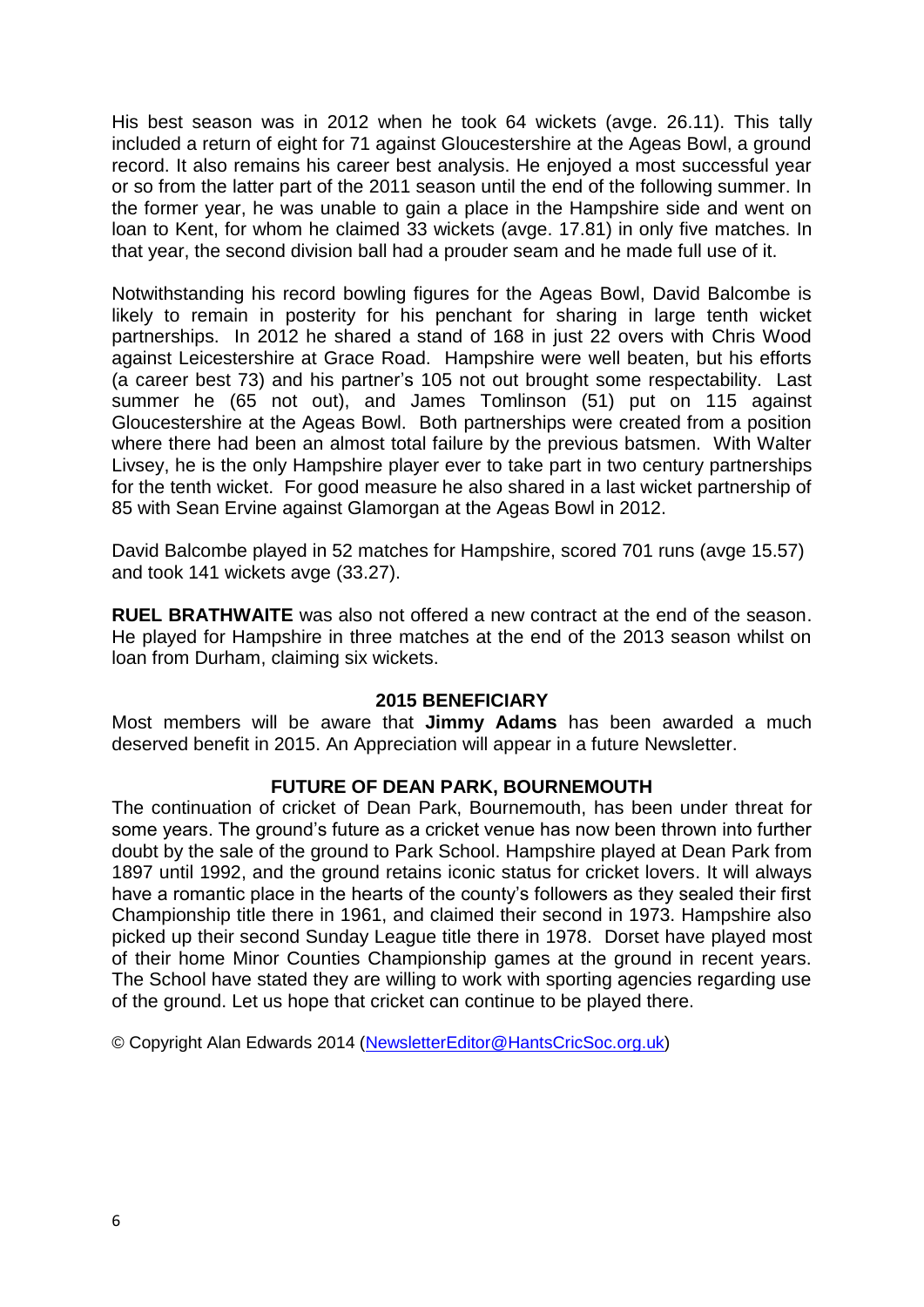His best season was in 2012 when he took 64 wickets (avge. 26.11). This tally included a return of eight for 71 against Gloucestershire at the Ageas Bowl, a ground record. It also remains his career best analysis. He enjoyed a most successful year or so from the latter part of the 2011 season until the end of the following summer. In the former year, he was unable to gain a place in the Hampshire side and went on loan to Kent, for whom he claimed 33 wickets (avge. 17.81) in only five matches. In that year, the second division ball had a prouder seam and he made full use of it.

Notwithstanding his record bowling figures for the Ageas Bowl, David Balcombe is likely to remain in posterity for his penchant for sharing in large tenth wicket partnerships. In 2012 he shared a stand of 168 in just 22 overs with Chris Wood against Leicestershire at Grace Road. Hampshire were well beaten, but his efforts (a career best 73) and his partner's 105 not out brought some respectability. Last summer he (65 not out), and James Tomlinson (51) put on 115 against Gloucestershire at the Ageas Bowl. Both partnerships were created from a position where there had been an almost total failure by the previous batsmen. With Walter Livsey, he is the only Hampshire player ever to take part in two century partnerships for the tenth wicket. For good measure he also shared in a last wicket partnership of 85 with Sean Ervine against Glamorgan at the Ageas Bowl in 2012.

David Balcombe played in 52 matches for Hampshire, scored 701 runs (avge 15.57) and took 141 wickets avge (33.27).

**RUEL BRATHWAITE** was also not offered a new contract at the end of the season. He played for Hampshire in three matches at the end of the 2013 season whilst on loan from Durham, claiming six wickets.

## 2015 BENEFICIARY

Most members will be aware that **Jimmy Adams** has been awarded a much deserved benefit in 2015. An Appreciation will appear in a future Newsletter.

## FUTURE OF DEAN PARK, BOURNEMOUTH

The continuation of cricket of Dean Park, Bournemouth, has been under threat for some years. The ground's future as a cricket venue has now been thrown into further doubt by the sale of the ground to Park School. Hampshire played at Dean Park from 1897 until 1992, and the ground retains iconic status for cricket lovers. It will always have a romantic place in the hearts of the county's followers as they sealed their first Championship title there in 1961, and claimed their second in 1973. Hampshire also picked up their second Sunday League title there in 1978. Dorset have played most of their home Minor Counties Championship games at the ground in recent years. The School have stated they are willing to work with sporting agencies regarding use of the ground. Let us hope that cricket can continue to be played there.

© Copyright Alan Edwards 2014 (NewsletterEditor@HantsCricSoc.org.uk)